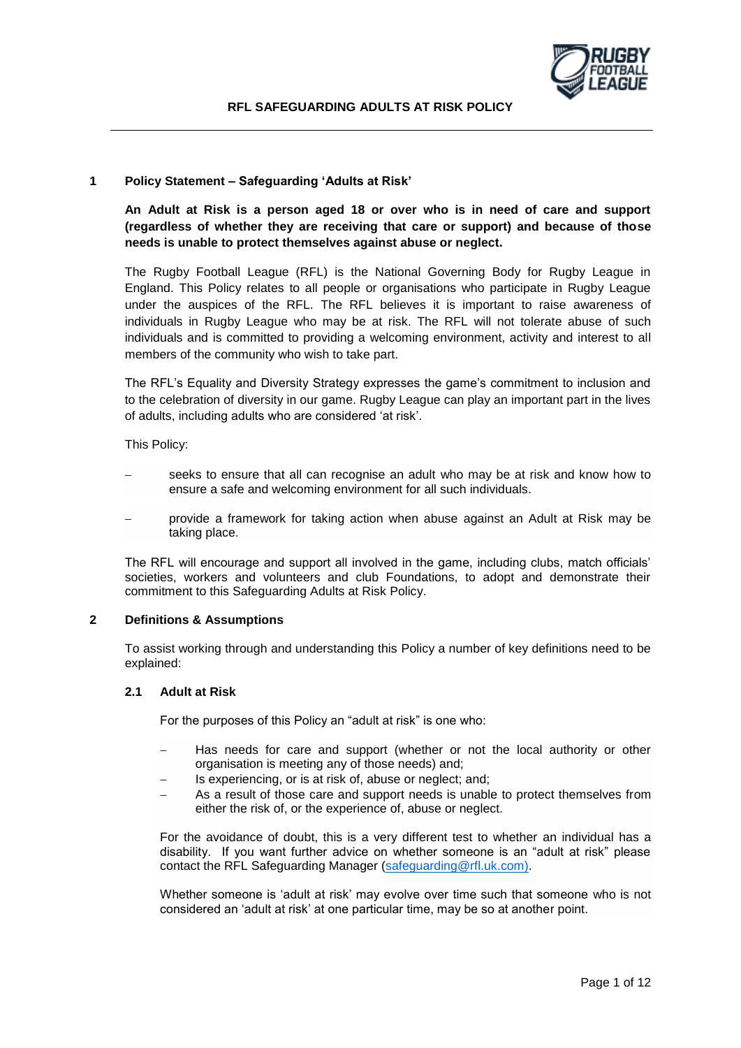# RFL SAFEGUARDING ADULTS AT RISK POLICY

## 1 Policy Statement – Safeguarding 'Adults at Risk'

**An Adult at Risk is a person aged 18 or over who is in need of care and support (regardless of whether they are receiving that care or support) and because of those needs is unable to protect themselves against abuse or neglect.**

The Rugby Football League (RFL) is the National Governing Body for Rugby League in England. This Policy relates to all people or organisations who participate in Rugby League under the auspices of the RFL. The RFL believes it is important to raise awareness of individuals in Rugby League who may be at risk. The RFL will not tolerate abuse of such individuals and is committed to providing a welcoming environment, activity and interest to all members of the community who wish to take part.

The RFL's Equality and Diversity Strategy expresses the game's commitment to inclusion and to the celebration of diversity in our game. Rugby League can play an important part in the lives of adults, including adults who are considered 'at risk'.

This Policy:

- seeks to ensure that all can recognise an adult who may be at risk and know how to ensure a safe and welcoming environment for all such individuals.
- provide a framework for taking action when abuse against an Adult at Risk may be taking place.

The RFL will encourage and support all involved in the game, including clubs, match officials' societies, workers and volunteers and club Foundations, to adopt and demonstrate their commitment to this Safeguarding Adults at Risk Policy.

## 2 Definitions & Assumptions

To assist working through and understanding this Policy a number of key definitions need to be explained:

### 2.1 Adult at Risk

For the purposes of this Policy an "adult at risk" is one who:

- Has needs for care and support (whether or not the local authority or other organisation is meeting any of those needs) and;
- Is experiencing, or is at risk of, abuse or neglect; and;
- As a result of those care and support needs is unable to protect themselves from either the risk of, or the experience of, abuse or neglect.

For the avoidance of doubt, this is a very different test to whether an individual has a disability. If you want further advice on whether someone is an "adult at risk" please contact the RFL Safeguarding Manager (safeguarding@rfl.uk.com).

Whether someone is 'adult at risk' may evolve over time such that someone who is not considered an 'adult at risk' at one particular time, may be so at another point.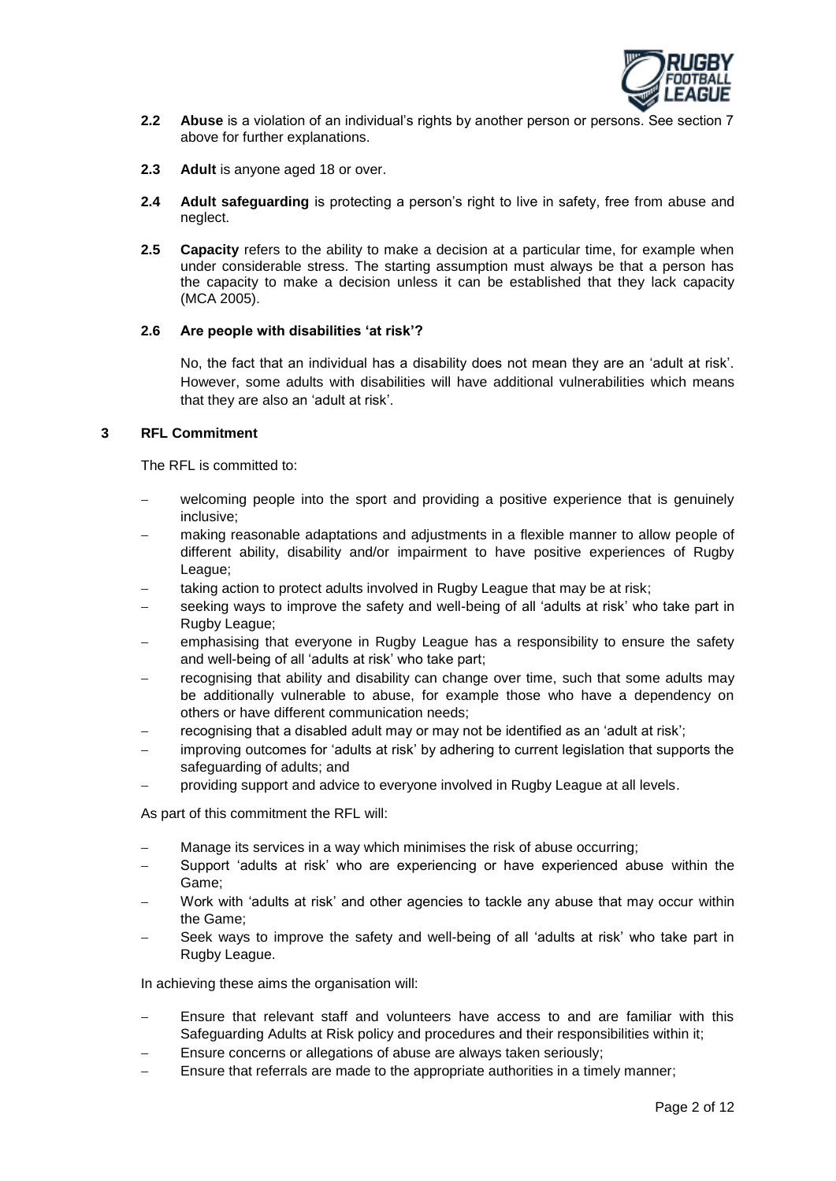**2.2 Abuse** is a violation of an individual's rights by another person or persons. See section 7 above for further explanations.

**2.3 Adult** is anyone aged 18 or over.

**2.4 Adult safeguarding** is protecting a person's right to live in safety, free from abuse and neglect.

**2.5 Capacity** refers to the ability to make a decision at a particular time, for example when under considerable stress. The starting assumption must always be that a person has the capacity to make a decision unless it can be established that they lack capacity (MCA 2005).

**2.6 Are people with disabilities 'at risk'?**

No, the fact that an individual has a disability does not mean they are an 'adult at risk'. However, some adults with disabilities will have additional vulnerabilities which means that they are also an 'adult at risk'.

## 3 RFL Commitment

The RFL is committed to:

- welcoming people into the sport and providing a positive experience that is genuinely inclusive;
- making reasonable adaptations and adjustments in a flexible manner to allow people of different ability, disability and/or impairment to have positive experiences of Rugby League;
- taking action to protect adults involved in Rugby League that may be at risk;
- seeking ways to improve the safety and well-being of all 'adults at risk' who take part in Rugby League;
- emphasising that everyone in Rugby League has a responsibility to ensure the safety and well-being of all 'adults at risk' who take part;
- recognising that ability and disability can change over time, such that some adults may be additionally vulnerable to abuse, for example those who have a dependency on others or have different communication needs;
- recognising that a disabled adult may or may not be identified as an 'adult at risk';
- improving outcomes for 'adults at risk' by adhering to current legislation that supports the safeguarding of adults; and
- providing support and advice to everyone involved in Rugby League at all levels.

As part of this commitment the RFL will:

- Manage its services in a way which minimises the risk of abuse occurring;
- Support 'adults at risk' who are experiencing or have experienced abuse within the Game;
- Work with 'adults at risk' and other agencies to tackle any abuse that may occur within the Game;
- Seek ways to improve the safety and well-being of all 'adults at risk' who take part in Rugby League.

In achieving these aims the organisation will:

- Ensure that relevant staff and volunteers have access to and are familiar with this Safeguarding Adults at Risk policy and procedures and their responsibilities within it;
- Ensure concerns or allegations of abuse are always taken seriously;
- Ensure that referrals are made to the appropriate authorities in a timely manner;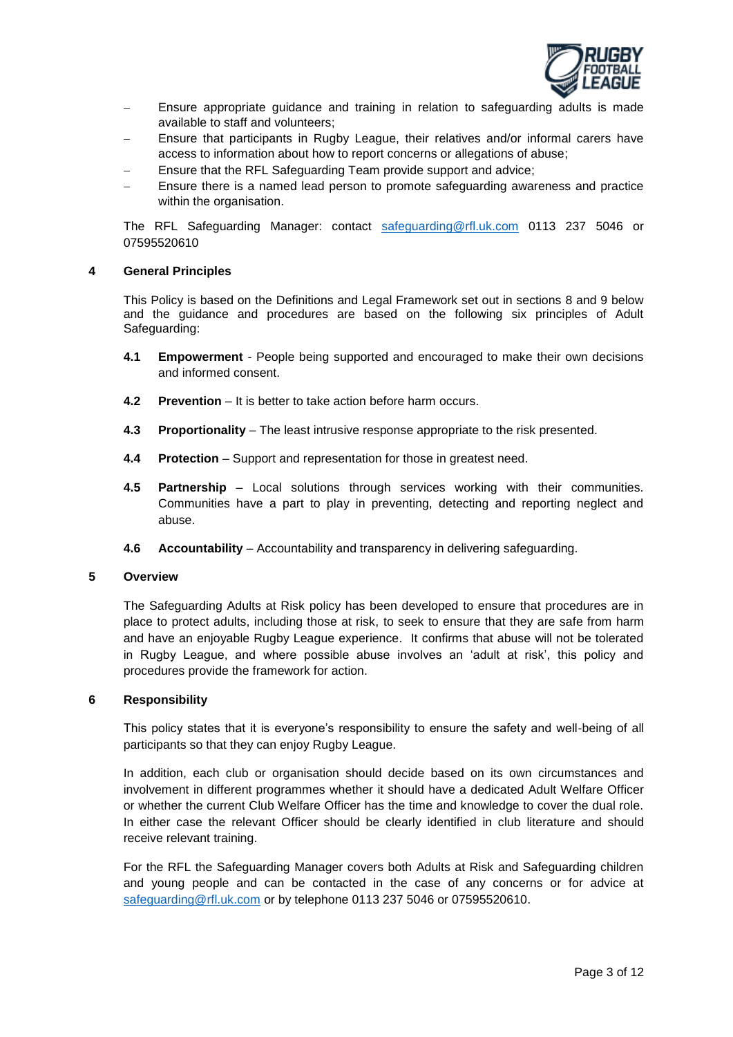- Ensure appropriate guidance and training in relation to safeguarding adults is made available to staff and volunteers;
- Ensure that participants in Rugby League, their relatives and/or informal carers have access to information about how to report concerns or allegations of abuse;
- Ensure that the RFL Safeguarding Team provide support and advice;
- Ensure there is a named lead person to promote safeguarding awareness and practice within the organisation.

The RFL Safeguarding Manager: contact safeguarding@rfl.uk.com 0113 237 5046 or 07595520610

## 4 General Principles

This Policy is based on the Definitions and Legal Framework set out in sections 8 and 9 below and the guidance and procedures are based on the following six principles of Adult Safeguarding:

**4.1** **Empowerment** - People being supported and encouraged to make their own decisions and informed consent.

**4.2** **Prevention** – It is better to take action before harm occurs.

**4.3** **Proportionality** – The least intrusive response appropriate to the risk presented.

**4.4** **Protection** – Support and representation for those in greatest need.

**4.5** **Partnership** – Local solutions through services working with their communities. Communities have a part to play in preventing, detecting and reporting neglect and abuse.

**4.6** **Accountability** – Accountability and transparency in delivering safeguarding.

## 5 Overview

The Safeguarding Adults at Risk policy has been developed to ensure that procedures are in place to protect adults, including those at risk, to seek to ensure that they are safe from harm and have an enjoyable Rugby League experience. It confirms that abuse will not be tolerated in Rugby League, and where possible abuse involves an 'adult at risk', this policy and procedures provide the framework for action.

## 6 Responsibility

This policy states that it is everyone's responsibility to ensure the safety and well-being of all participants so that they can enjoy Rugby League.

In addition, each club or organisation should decide based on its own circumstances and involvement in different programmes whether it should have a dedicated Adult Welfare Officer or whether the current Club Welfare Officer has the time and knowledge to cover the dual role. In either case the relevant Officer should be clearly identified in club literature and should receive relevant training.

For the RFL the Safeguarding Manager covers both Adults at Risk and Safeguarding children and young people and can be contacted in the case of any concerns or for advice at safeguarding@rfl.uk.com or by telephone 0113 237 5046 or 07595520610.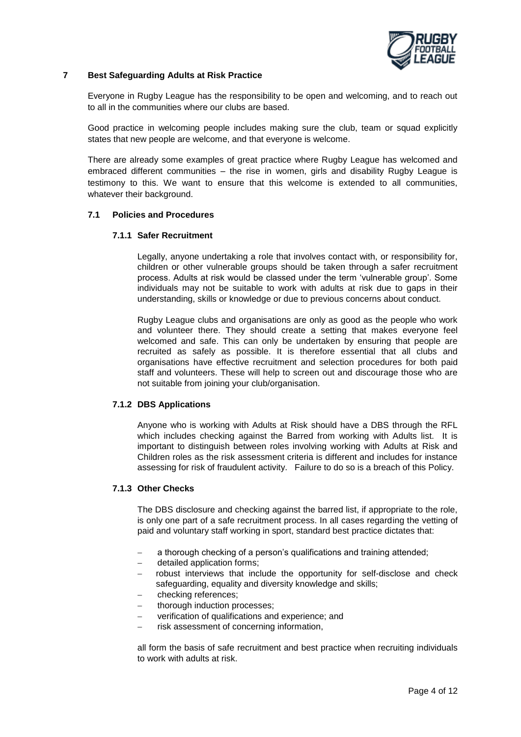## 7 Best Safeguarding Adults at Risk Practice

Everyone in Rugby League has the responsibility to be open and welcoming, and to reach out to all in the communities where our clubs are based.

Good practice in welcoming people includes making sure the club, team or squad explicitly states that new people are welcome, and that everyone is welcome.

There are already some examples of great practice where Rugby League has welcomed and embraced different communities – the rise in women, girls and disability Rugby League is testimony to this. We want to ensure that this welcome is extended to all communities, whatever their background.

### 7.1 Policies and Procedures

#### 7.1.1 Safer Recruitment

Legally, anyone undertaking a role that involves contact with, or responsibility for, children or other vulnerable groups should be taken through a safer recruitment process. Adults at risk would be classed under the term 'vulnerable group'. Some individuals may not be suitable to work with adults at risk due to gaps in their understanding, skills or knowledge or due to previous concerns about conduct.

Rugby League clubs and organisations are only as good as the people who work and volunteer there. They should create a setting that makes everyone feel welcomed and safe. This can only be undertaken by ensuring that people are recruited as safely as possible. It is therefore essential that all clubs and organisations have effective recruitment and selection procedures for both paid staff and volunteers. These will help to screen out and discourage those who are not suitable from joining your club/organisation.

#### 7.1.2 DBS Applications

Anyone who is working with Adults at Risk should have a DBS through the RFL which includes checking against the Barred from working with Adults list. It is important to distinguish between roles involving working with Adults at Risk and Children roles as the risk assessment criteria is different and includes for instance assessing for risk of fraudulent activity. Failure to do so is a breach of this Policy.

#### 7.1.3 Other Checks

The DBS disclosure and checking against the barred list, if appropriate to the role, is only one part of a safe recruitment process. In all cases regarding the vetting of paid and voluntary staff working in sport, standard best practice dictates that:

- a thorough checking of a person's qualifications and training attended;
- detailed application forms;
- robust interviews that include the opportunity for self-disclose and check safeguarding, equality and diversity knowledge and skills;
- checking references;
- thorough induction processes;
- verification of qualifications and experience; and
- risk assessment of concerning information,

all form the basis of safe recruitment and best practice when recruiting individuals to work with adults at risk.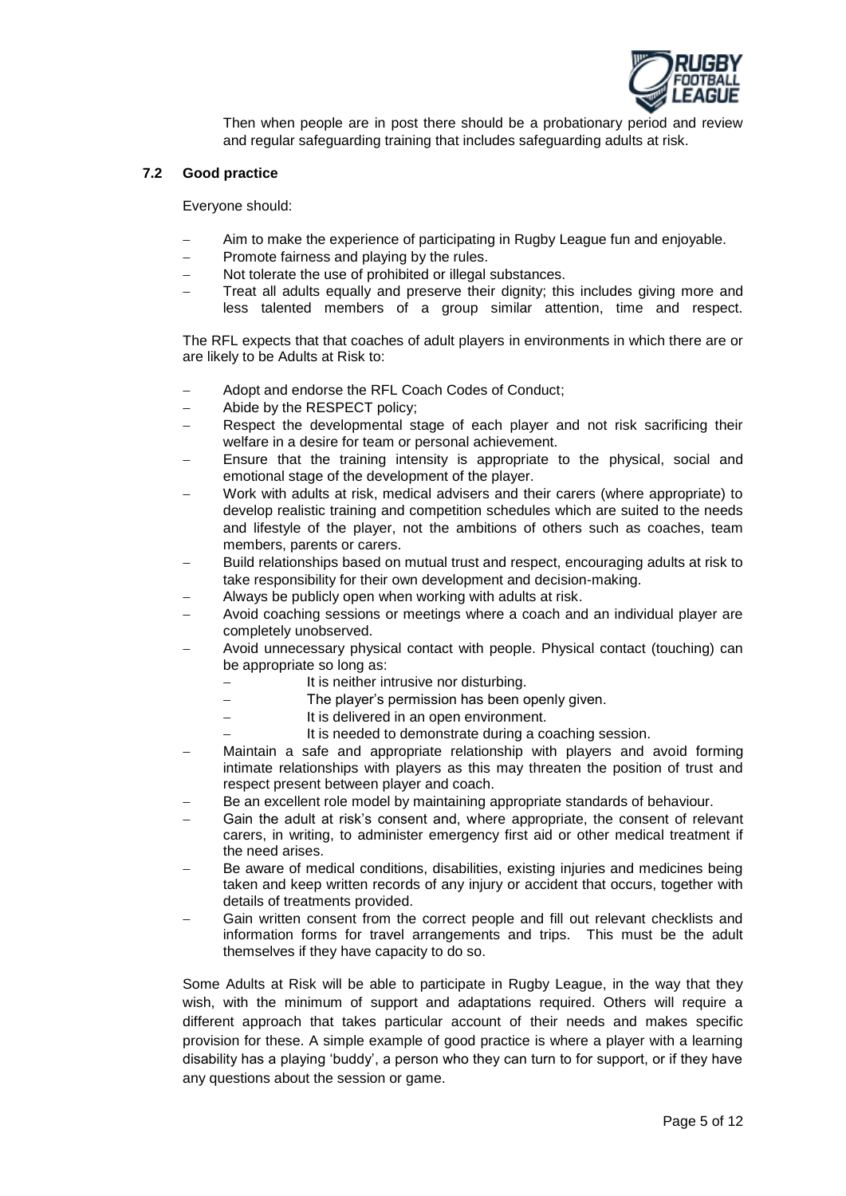Then when people are in post there should be a probationary period and review and regular safeguarding training that includes safeguarding adults at risk.

### 7.2 Good practice

Everyone should:

- Aim to make the experience of participating in Rugby League fun and enjoyable.
- Promote fairness and playing by the rules.
- Not tolerate the use of prohibited or illegal substances.
- Treat all adults equally and preserve their dignity; this includes giving more and less talented members of a group similar attention, time and respect.

The RFL expects that that coaches of adult players in environments in which there are or are likely to be Adults at Risk to:

- Adopt and endorse the RFL Coach Codes of Conduct;
- Abide by the RESPECT policy;
- Respect the developmental stage of each player and not risk sacrificing their welfare in a desire for team or personal achievement.
- Ensure that the training intensity is appropriate to the physical, social and emotional stage of the development of the player.
- Work with adults at risk, medical advisers and their carers (where appropriate) to develop realistic training and competition schedules which are suited to the needs and lifestyle of the player, not the ambitions of others such as coaches, team members, parents or carers.
- Build relationships based on mutual trust and respect, encouraging adults at risk to take responsibility for their own development and decision-making.
- Always be publicly open when working with adults at risk.
- Avoid coaching sessions or meetings where a coach and an individual player are completely unobserved.
- Avoid unnecessary physical contact with people. Physical contact (touching) can be appropriate so long as:
  - It is neither intrusive nor disturbing.
  - The player's permission has been openly given.
  - It is delivered in an open environment.
  - It is needed to demonstrate during a coaching session.
- Maintain a safe and appropriate relationship with players and avoid forming intimate relationships with players as this may threaten the position of trust and respect present between player and coach.
- Be an excellent role model by maintaining appropriate standards of behaviour.
- Gain the adult at risk's consent and, where appropriate, the consent of relevant carers, in writing, to administer emergency first aid or other medical treatment if the need arises.
- Be aware of medical conditions, disabilities, existing injuries and medicines being taken and keep written records of any injury or accident that occurs, together with details of treatments provided.
- Gain written consent from the correct people and fill out relevant checklists and information forms for travel arrangements and trips. This must be the adult themselves if they have capacity to do so.

Some Adults at Risk will be able to participate in Rugby League, in the way that they wish, with the minimum of support and adaptations required. Others will require a different approach that takes particular account of their needs and makes specific provision for these. A simple example of good practice is where a player with a learning disability has a playing 'buddy', a person who they can turn to for support, or if they have any questions about the session or game.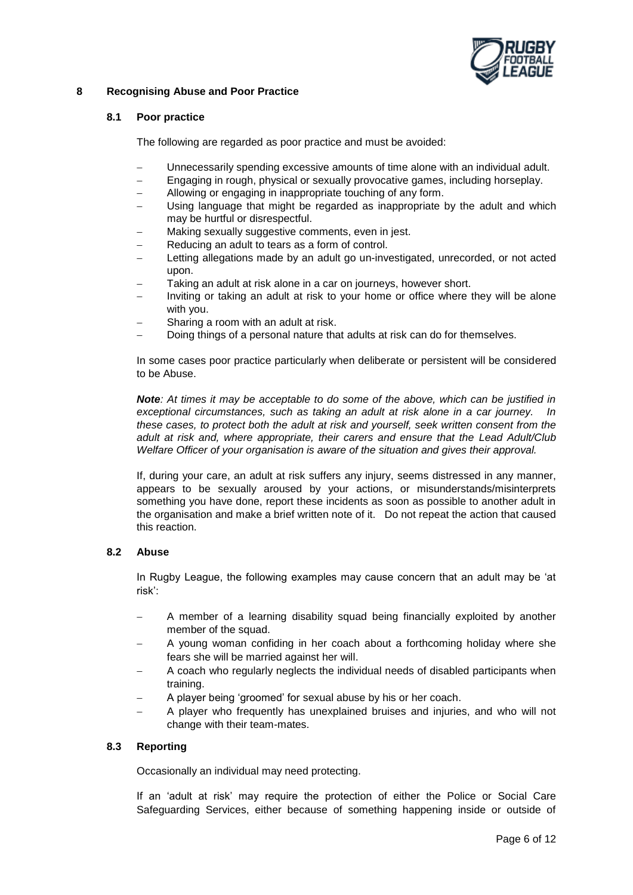## 8 Recognising Abuse and Poor Practice

### 8.1 Poor practice

The following are regarded as poor practice and must be avoided:

- Unnecessarily spending excessive amounts of time alone with an individual adult.
- Engaging in rough, physical or sexually provocative games, including horseplay.
- Allowing or engaging in inappropriate touching of any form.
- Using language that might be regarded as inappropriate by the adult and which may be hurtful or disrespectful.
- Making sexually suggestive comments, even in jest.
- Reducing an adult to tears as a form of control.
- Letting allegations made by an adult go un-investigated, unrecorded, or not acted upon.
- Taking an adult at risk alone in a car on journeys, however short.
- Inviting or taking an adult at risk to your home or office where they will be alone with you.
- Sharing a room with an adult at risk.
- Doing things of a personal nature that adults at risk can do for themselves.

In some cases poor practice particularly when deliberate or persistent will be considered to be Abuse.

***Note**: At times it may be acceptable to do some of the above, which can be justified in exceptional circumstances, such as taking an adult at risk alone in a car journey. In these cases, to protect both the adult at risk and yourself, seek written consent from the adult at risk and, where appropriate, their carers and ensure that the Lead Adult/Club Welfare Officer of your organisation is aware of the situation and gives their approval.*

If, during your care, an adult at risk suffers any injury, seems distressed in any manner, appears to be sexually aroused by your actions, or misunderstands/misinterprets something you have done, report these incidents as soon as possible to another adult in the organisation and make a brief written note of it. Do not repeat the action that caused this reaction.

### 8.2 Abuse

In Rugby League, the following examples may cause concern that an adult may be 'at risk':

- A member of a learning disability squad being financially exploited by another member of the squad.
- A young woman confiding in her coach about a forthcoming holiday where she fears she will be married against her will.
- A coach who regularly neglects the individual needs of disabled participants when training.
- A player being 'groomed' for sexual abuse by his or her coach.
- A player who frequently has unexplained bruises and injuries, and who will not change with their team-mates.

### 8.3 Reporting

Occasionally an individual may need protecting.

If an 'adult at risk' may require the protection of either the Police or Social Care Safeguarding Services, either because of something happening inside or outside of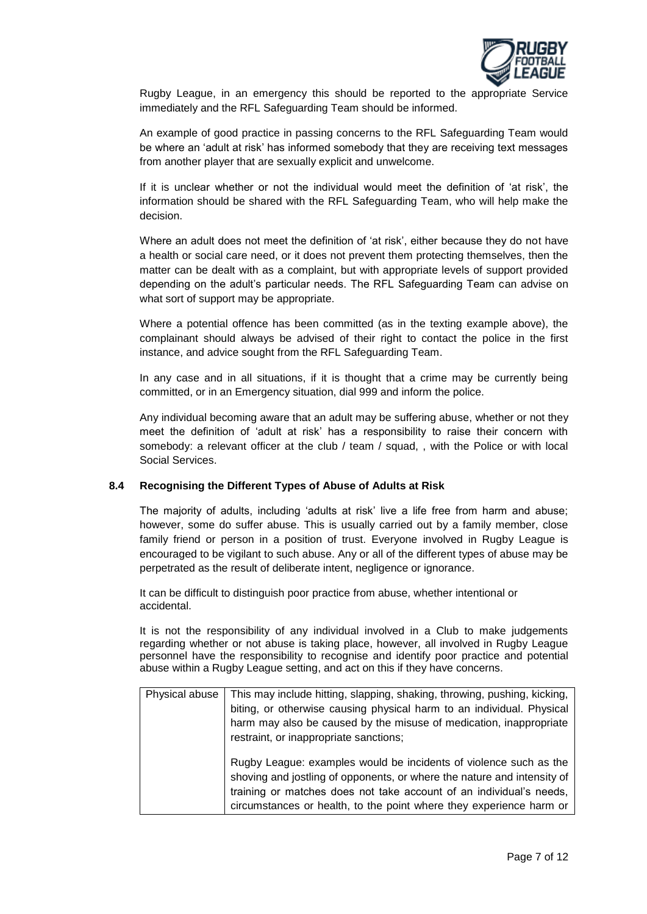Rugby League, in an emergency this should be reported to the appropriate Service immediately and the RFL Safeguarding Team should be informed.

An example of good practice in passing concerns to the RFL Safeguarding Team would be where an 'adult at risk' has informed somebody that they are receiving text messages from another player that are sexually explicit and unwelcome.

If it is unclear whether or not the individual would meet the definition of 'at risk', the information should be shared with the RFL Safeguarding Team, who will help make the decision.

Where an adult does not meet the definition of 'at risk', either because they do not have a health or social care need, or it does not prevent them protecting themselves, then the matter can be dealt with as a complaint, but with appropriate levels of support provided depending on the adult's particular needs. The RFL Safeguarding Team can advise on what sort of support may be appropriate.

Where a potential offence has been committed (as in the texting example above), the complainant should always be advised of their right to contact the police in the first instance, and advice sought from the RFL Safeguarding Team.

In any case and in all situations, if it is thought that a crime may be currently being committed, or in an Emergency situation, dial 999 and inform the police.

Any individual becoming aware that an adult may be suffering abuse, whether or not they meet the definition of 'adult at risk' has a responsibility to raise their concern with somebody: a relevant officer at the club / team / squad, , with the Police or with local Social Services.

### 8.4 Recognising the Different Types of Abuse of Adults at Risk

The majority of adults, including 'adults at risk' live a life free from harm and abuse; however, some do suffer abuse. This is usually carried out by a family member, close family friend or person in a position of trust. Everyone involved in Rugby League is encouraged to be vigilant to such abuse. Any or all of the different types of abuse may be perpetrated as the result of deliberate intent, negligence or ignorance.

It can be difficult to distinguish poor practice from abuse, whether intentional or accidental.

It is not the responsibility of any individual involved in a Club to make judgements regarding whether or not abuse is taking place, however, all involved in Rugby League personnel have the responsibility to recognise and identify poor practice and potential abuse within a Rugby League setting, and act on this if they have concerns.

| | |
|---|---|
| Physical abuse | This may include hitting, slapping, shaking, throwing, pushing, kicking, biting, or otherwise causing physical harm to an individual. Physical harm may also be caused by the misuse of medication, inappropriate restraint, or inappropriate sanctions;<br><br>Rugby League: examples would be incidents of violence such as the shoving and jostling of opponents, or where the nature and intensity of training or matches does not take account of an individual's needs, circumstances or health, to the point where they experience harm or |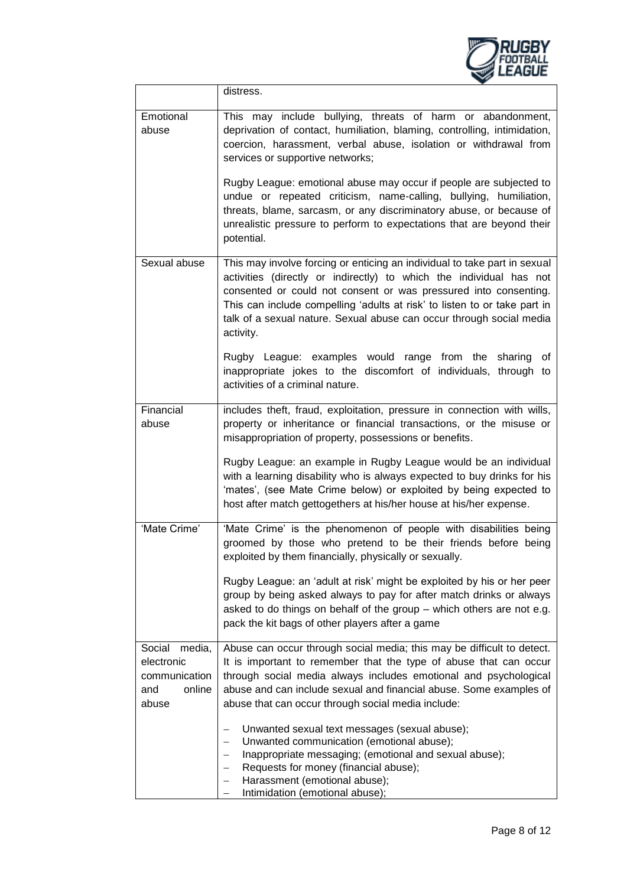| | |
|---|---|
| | distress. |
| Emotional abuse | This may include bullying, threats of harm or abandonment, deprivation of contact, humiliation, blaming, controlling, intimidation, coercion, harassment, verbal abuse, isolation or withdrawal from services or supportive networks;<br><br>Rugby League: emotional abuse may occur if people are subjected to undue or repeated criticism, name-calling, bullying, humiliation, threats, blame, sarcasm, or any discriminatory abuse, or because of unrealistic pressure to perform to expectations that are beyond their potential. |
| Sexual abuse | This may involve forcing or enticing an individual to take part in sexual activities (directly or indirectly) to which the individual has not consented or could not consent or was pressured into consenting. This can include compelling 'adults at risk' to listen to or take part in talk of a sexual nature. Sexual abuse can occur through social media activity.<br><br>Rugby League: examples would range from the sharing of inappropriate jokes to the discomfort of individuals, through to activities of a criminal nature. |
| Financial abuse | includes theft, fraud, exploitation, pressure in connection with wills, property or inheritance or financial transactions, or the misuse or misappropriation of property, possessions or benefits.<br><br>Rugby League: an example in Rugby League would be an individual with a learning disability who is always expected to buy drinks for his 'mates', (see Mate Crime below) or exploited by being expected to host after match gettogethers at his/her house at his/her expense. |
| 'Mate Crime' | 'Mate Crime' is the phenomenon of people with disabilities being groomed by those who pretend to be their friends before being exploited by them financially, physically or sexually.<br><br>Rugby League: an 'adult at risk' might be exploited by his or her peer group by being asked always to pay for after match drinks or always asked to do things on behalf of the group – which others are not e.g. pack the kit bags of other players after a game |
| Social media, electronic communication and online abuse | Abuse can occur through social media; this may be difficult to detect. It is important to remember that the type of abuse that can occur through social media always includes emotional and psychological abuse and can include sexual and financial abuse. Some examples of abuse that can occur through social media include:<br><br>– Unwanted sexual text messages (sexual abuse);<br>– Unwanted communication (emotional abuse);<br>– Inappropriate messaging; (emotional and sexual abuse);<br>– Requests for money (financial abuse);<br>– Harassment (emotional abuse);<br>– Intimidation (emotional abuse); |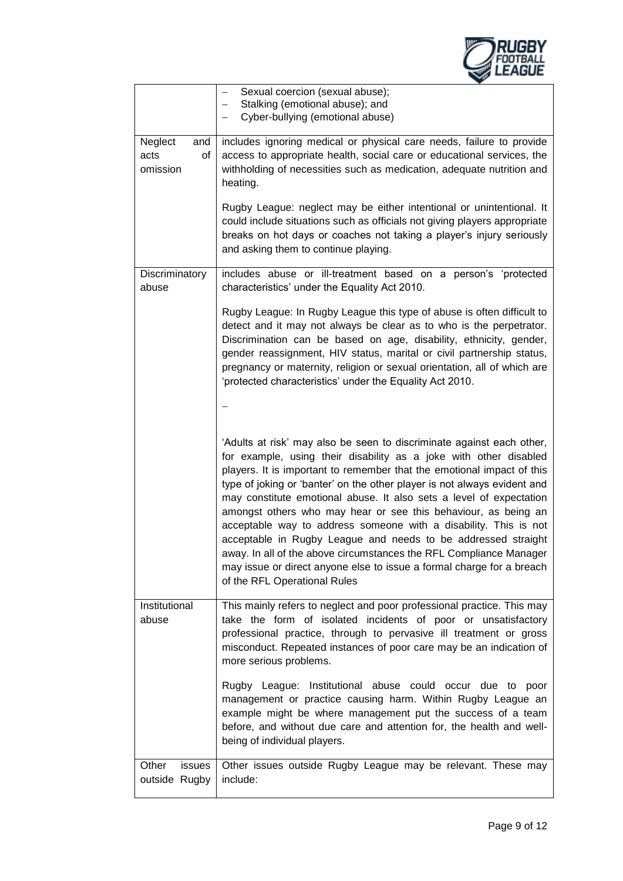| | |
|---|---|
| | – Sexual coercion (sexual abuse);<br>– Stalking (emotional abuse); and<br>– Cyber-bullying (emotional abuse) |
| Neglect and acts of omission | includes ignoring medical or physical care needs, failure to provide access to appropriate health, social care or educational services, the withholding of necessities such as medication, adequate nutrition and heating.<br><br>Rugby League: neglect may be either intentional or unintentional. It could include situations such as officials not giving players appropriate breaks on hot days or coaches not taking a player's injury seriously and asking them to continue playing. |
| Discriminatory abuse | includes abuse or ill-treatment based on a person's 'protected characteristics' under the Equality Act 2010.<br><br>Rugby League: In Rugby League this type of abuse is often difficult to detect and it may not always be clear as to who is the perpetrator. Discrimination can be based on age, disability, ethnicity, gender, gender reassignment, HIV status, marital or civil partnership status, pregnancy or maternity, religion or sexual orientation, all of which are 'protected characteristics' under the Equality Act 2010.<br><br>–<br><br>'Adults at risk' may also be seen to discriminate against each other, for example, using their disability as a joke with other disabled players. It is important to remember that the emotional impact of this type of joking or 'banter' on the other player is not always evident and may constitute emotional abuse. It also sets a level of expectation amongst others who may hear or see this behaviour, as being an acceptable way to address someone with a disability. This is not acceptable in Rugby League and needs to be addressed straight away. In all of the above circumstances the RFL Compliance Manager may issue or direct anyone else to issue a formal charge for a breach of the RFL Operational Rules |
| Institutional abuse | This mainly refers to neglect and poor professional practice. This may take the form of isolated incidents of poor or unsatisfactory professional practice, through to pervasive ill treatment or gross misconduct. Repeated instances of poor care may be an indication of more serious problems.<br><br>Rugby League: Institutional abuse could occur due to poor management or practice causing harm. Within Rugby League an example might be where management put the success of a team before, and without due care and attention for, the health and well-being of individual players. |
| Other issues outside Rugby | Other issues outside Rugby League may be relevant. These may include: |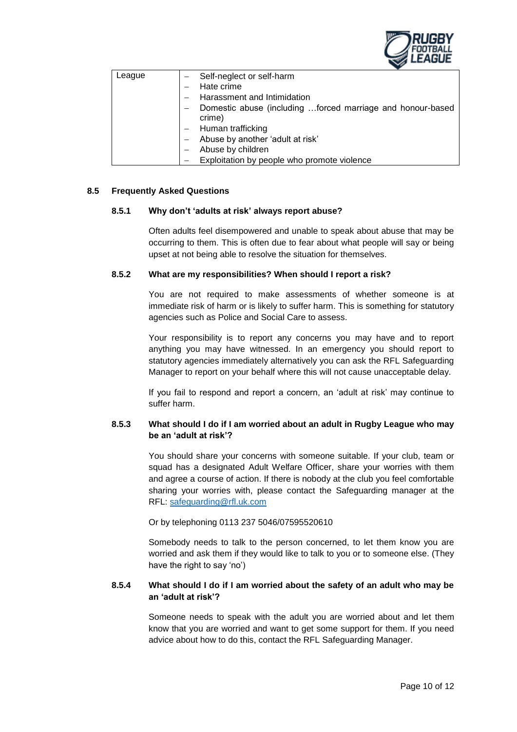| League | – Self-neglect or self-harm<br>– Hate crime<br>– Harassment and Intimidation<br>– Domestic abuse (including …forced marriage and honour-based crime)<br>– Human trafficking<br>– Abuse by another 'adult at risk'<br>– Abuse by children<br>– Exploitation by people who promote violence |
|---|---|

## 8.5 Frequently Asked Questions

### 8.5.1 Why don't 'adults at risk' always report abuse?

Often adults feel disempowered and unable to speak about abuse that may be occurring to them. This is often due to fear about what people will say or being upset at not being able to resolve the situation for themselves.

### 8.5.2 What are my responsibilities? When should I report a risk?

You are not required to make assessments of whether someone is at immediate risk of harm or is likely to suffer harm. This is something for statutory agencies such as Police and Social Care to assess.

Your responsibility is to report any concerns you may have and to report anything you may have witnessed. In an emergency you should report to statutory agencies immediately alternatively you can ask the RFL Safeguarding Manager to report on your behalf where this will not cause unacceptable delay.

If you fail to respond and report a concern, an 'adult at risk' may continue to suffer harm.

### 8.5.3 What should I do if I am worried about an adult in Rugby League who may be an 'adult at risk'?

You should share your concerns with someone suitable. If your club, team or squad has a designated Adult Welfare Officer, share your worries with them and agree a course of action. If there is nobody at the club you feel comfortable sharing your worries with, please contact the Safeguarding manager at the RFL: safeguarding@rfl.uk.com

Or by telephoning 0113 237 5046/07595520610

Somebody needs to talk to the person concerned, to let them know you are worried and ask them if they would like to talk to you or to someone else. (They have the right to say 'no')

### 8.5.4 What should I do if I am worried about the safety of an adult who may be an 'adult at risk'?

Someone needs to speak with the adult you are worried about and let them know that you are worried and want to get some support for them. If you need advice about how to do this, contact the RFL Safeguarding Manager.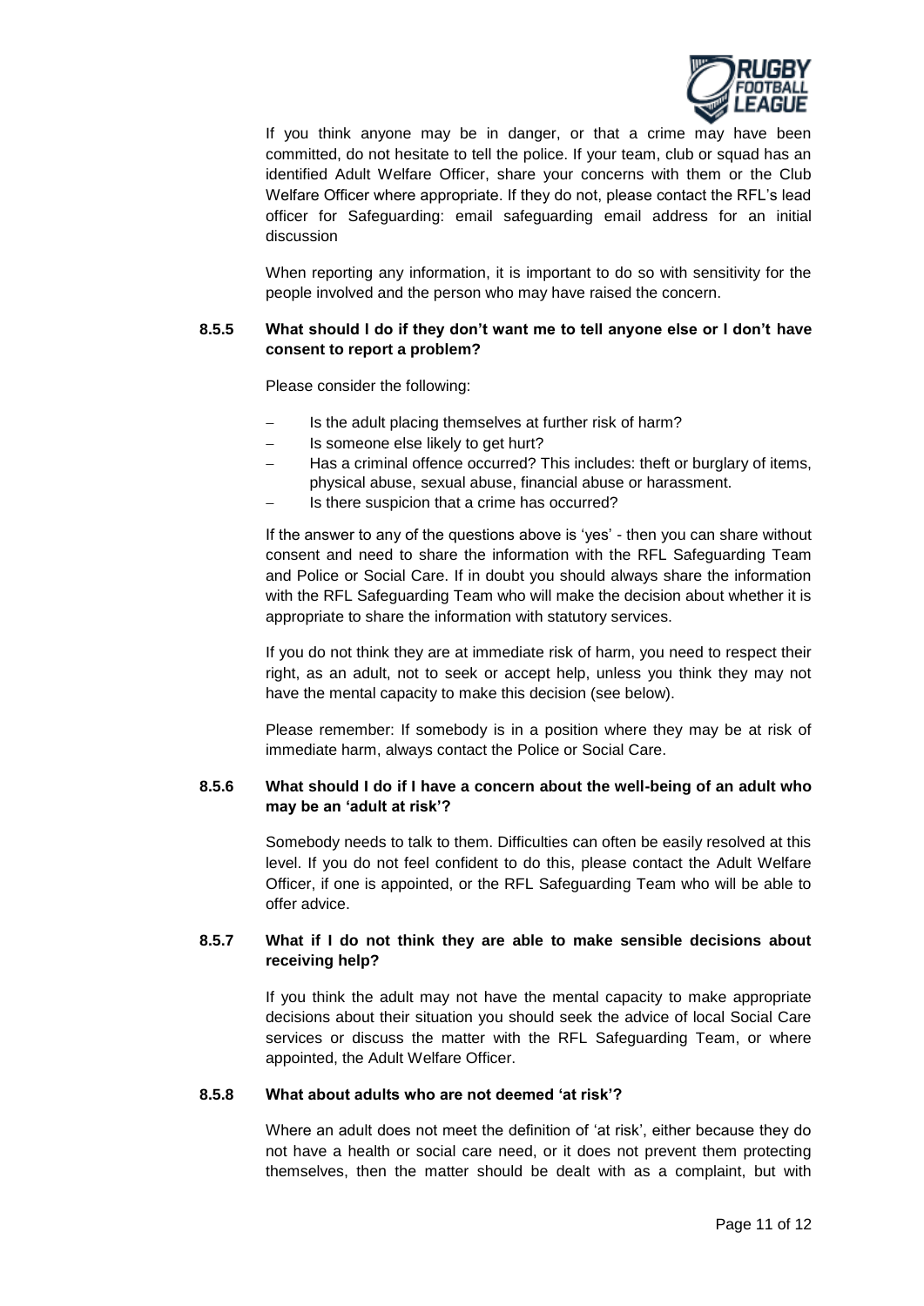If you think anyone may be in danger, or that a crime may have been committed, do not hesitate to tell the police. If your team, club or squad has an identified Adult Welfare Officer, share your concerns with them or the Club Welfare Officer where appropriate. If they do not, please contact the RFL's lead officer for Safeguarding: email safeguarding email address for an initial discussion

When reporting any information, it is important to do so with sensitivity for the people involved and the person who may have raised the concern.

#### 8.5.5 What should I do if they don't want me to tell anyone else or I don't have consent to report a problem?

Please consider the following:

- Is the adult placing themselves at further risk of harm?
- Is someone else likely to get hurt?
- Has a criminal offence occurred? This includes: theft or burglary of items, physical abuse, sexual abuse, financial abuse or harassment.
- Is there suspicion that a crime has occurred?

If the answer to any of the questions above is 'yes' - then you can share without consent and need to share the information with the RFL Safeguarding Team and Police or Social Care. If in doubt you should always share the information with the RFL Safeguarding Team who will make the decision about whether it is appropriate to share the information with statutory services.

If you do not think they are at immediate risk of harm, you need to respect their right, as an adult, not to seek or accept help, unless you think they may not have the mental capacity to make this decision (see below).

Please remember: If somebody is in a position where they may be at risk of immediate harm, always contact the Police or Social Care.

#### 8.5.6 What should I do if I have a concern about the well-being of an adult who may be an 'adult at risk'?

Somebody needs to talk to them. Difficulties can often be easily resolved at this level. If you do not feel confident to do this, please contact the Adult Welfare Officer, if one is appointed, or the RFL Safeguarding Team who will be able to offer advice.

#### 8.5.7 What if I do not think they are able to make sensible decisions about receiving help?

If you think the adult may not have the mental capacity to make appropriate decisions about their situation you should seek the advice of local Social Care services or discuss the matter with the RFL Safeguarding Team, or where appointed, the Adult Welfare Officer.

#### 8.5.8 What about adults who are not deemed 'at risk'?

Where an adult does not meet the definition of 'at risk', either because they do not have a health or social care need, or it does not prevent them protecting themselves, then the matter should be dealt with as a complaint, but with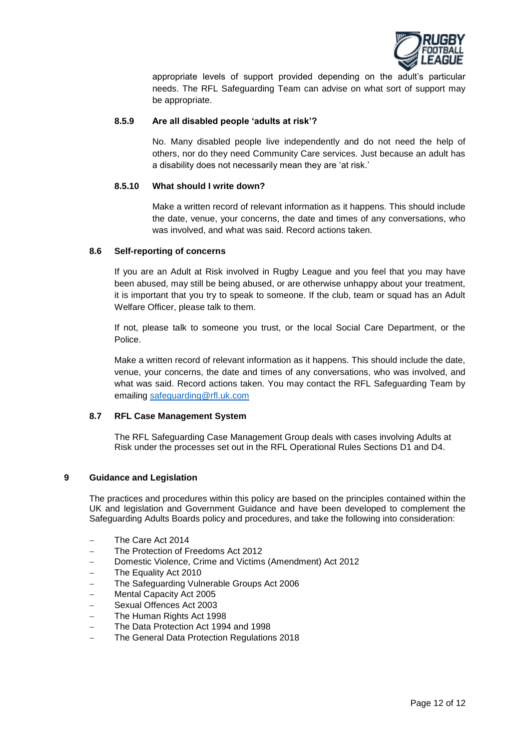appropriate levels of support provided depending on the adult's particular needs. The RFL Safeguarding Team can advise on what sort of support may be appropriate.

#### 8.5.9 Are all disabled people 'adults at risk'?

No. Many disabled people live independently and do not need the help of others, nor do they need Community Care services. Just because an adult has a disability does not necessarily mean they are 'at risk.'

#### 8.5.10 What should I write down?

Make a written record of relevant information as it happens. This should include the date, venue, your concerns, the date and times of any conversations, who was involved, and what was said. Record actions taken.

### 8.6 Self-reporting of concerns

If you are an Adult at Risk involved in Rugby League and you feel that you may have been abused, may still be being abused, or are otherwise unhappy about your treatment, it is important that you try to speak to someone. If the club, team or squad has an Adult Welfare Officer, please talk to them.

If not, please talk to someone you trust, or the local Social Care Department, or the Police.

Make a written record of relevant information as it happens. This should include the date, venue, your concerns, the date and times of any conversations, who was involved, and what was said. Record actions taken. You may contact the RFL Safeguarding Team by emailing safeguarding@rfl.uk.com

### 8.7 RFL Case Management System

The RFL Safeguarding Case Management Group deals with cases involving Adults at Risk under the processes set out in the RFL Operational Rules Sections D1 and D4.

## 9 Guidance and Legislation

The practices and procedures within this policy are based on the principles contained within the UK and legislation and Government Guidance and have been developed to complement the Safeguarding Adults Boards policy and procedures, and take the following into consideration:

- The Care Act 2014
- The Protection of Freedoms Act 2012
- Domestic Violence, Crime and Victims (Amendment) Act 2012
- The Equality Act 2010
- The Safeguarding Vulnerable Groups Act 2006
- Mental Capacity Act 2005
- Sexual Offences Act 2003
- The Human Rights Act 1998
- The Data Protection Act 1994 and 1998
- The General Data Protection Regulations 2018